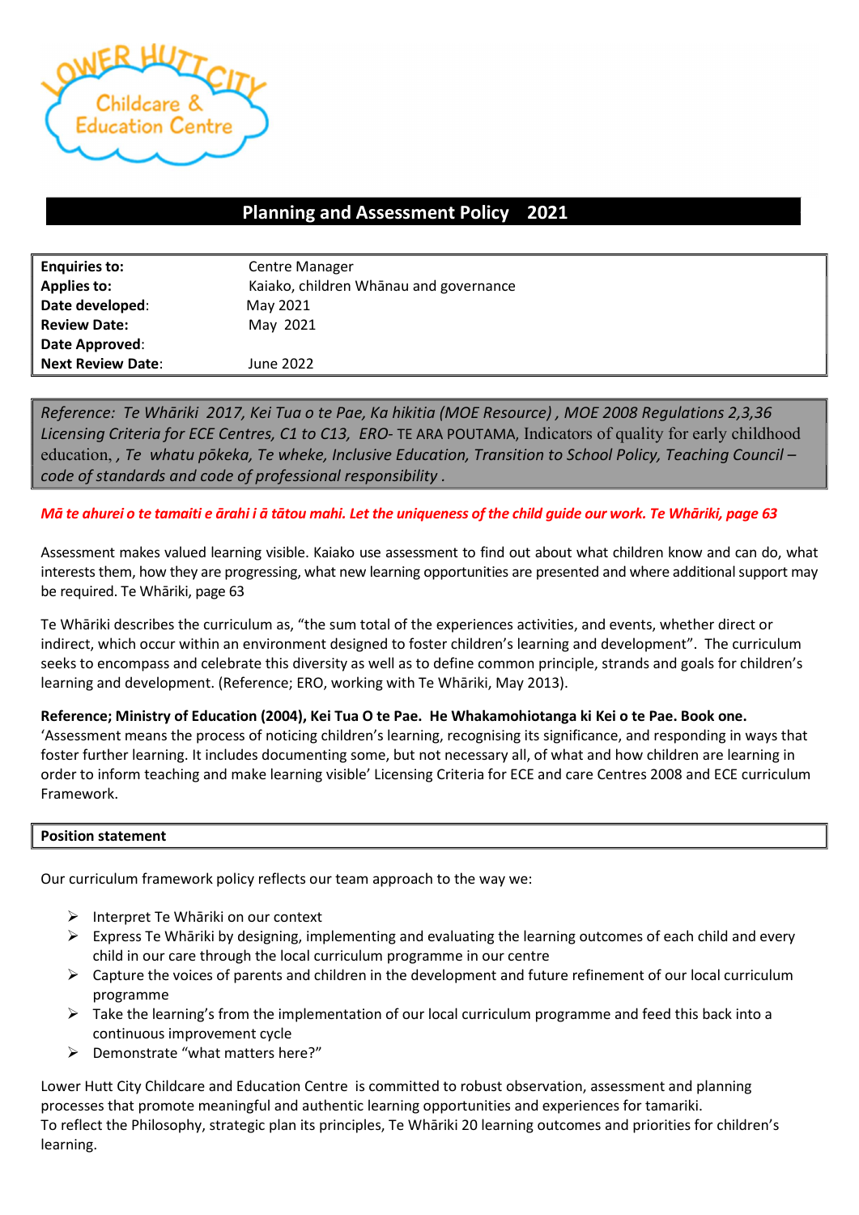# Planning and Assessment Policy 2021

| | |
|---|---|
| **Enquiries to:** | Centre Manager |
| **Applies to:** | Kaiako, children Whānau and governance |
| **Date developed:** | May 2021 |
| **Review Date:** | May 2021 |
| **Date Approved:** | |
| **Next Review Date:** | June 2022 |

*Reference: Te Whāriki 2017, Kei Tua o te Pae, Ka hikitia (MOE Resource) , MOE 2008 Regulations 2,3,36 Licensing Criteria for ECE Centres, C1 to C13, ERO-* TE ARA POUTAMA, Indicators of quality for early childhood education, *, Te whatu pōkeka, Te wheke, Inclusive Education, Transition to School Policy, Teaching Council – code of standards and code of professional responsibility .*

***Mā te ahurei o te tamaiti e ārahi i ā tātou mahi. Let the uniqueness of the child guide our work. Te Whāriki, page 63***

Assessment makes valued learning visible. Kaiako use assessment to find out about what children know and can do, what interests them, how they are progressing, what new learning opportunities are presented and where additional support may be required. Te Whāriki, page 63

Te Whāriki describes the curriculum as, "the sum total of the experiences activities, and events, whether direct or indirect, which occur within an environment designed to foster children's learning and development". The curriculum seeks to encompass and celebrate this diversity as well as to define common principle, strands and goals for children's learning and development. (Reference; ERO, working with Te Whāriki, May 2013).

**Reference; Ministry of Education (2004), Kei Tua O te Pae. He Whakamohiotanga ki Kei o te Pae. Book one.**
'Assessment means the process of noticing children's learning, recognising its significance, and responding in ways that foster further learning. It includes documenting some, but not necessary all, of what and how children are learning in order to inform teaching and make learning visible' Licensing Criteria for ECE and care Centres 2008 and ECE curriculum Framework.

## Position statement

Our curriculum framework policy reflects our team approach to the way we:

- Interpret Te Whāriki on our context
- Express Te Whāriki by designing, implementing and evaluating the learning outcomes of each child and every child in our care through the local curriculum programme in our centre
- Capture the voices of parents and children in the development and future refinement of our local curriculum programme
- Take the learning's from the implementation of our local curriculum programme and feed this back into a continuous improvement cycle
- Demonstrate "what matters here?"

Lower Hutt City Childcare and Education Centre is committed to robust observation, assessment and planning processes that promote meaningful and authentic learning opportunities and experiences for tamariki.
To reflect the Philosophy, strategic plan its principles, Te Whāriki 20 learning outcomes and priorities for children's learning.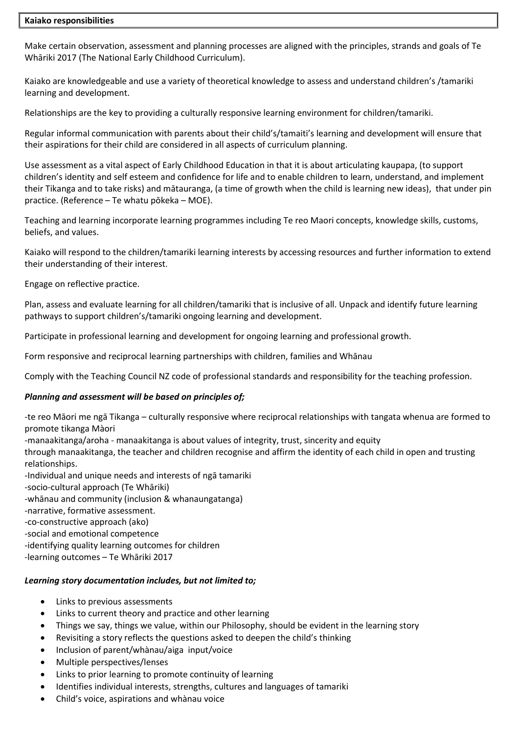**Kaiako responsibilities**

Make certain observation, assessment and planning processes are aligned with the principles, strands and goals of Te Whāriki 2017 (The National Early Childhood Curriculum).

Kaiako are knowledgeable and use a variety of theoretical knowledge to assess and understand children's /tamariki learning and development.

Relationships are the key to providing a culturally responsive learning environment for children/tamariki.

Regular informal communication with parents about their child's/tamaiti's learning and development will ensure that their aspirations for their child are considered in all aspects of curriculum planning.

Use assessment as a vital aspect of Early Childhood Education in that it is about articulating kaupapa, (to support children's identity and self esteem and confidence for life and to enable children to learn, understand, and implement their Tikanga and to take risks) and mātauranga, (a time of growth when the child is learning new ideas), that under pin practice. (Reference – Te whatu pōkeka – MOE).

Teaching and learning incorporate learning programmes including Te reo Maori concepts, knowledge skills, customs, beliefs, and values.

Kaiako will respond to the children/tamariki learning interests by accessing resources and further information to extend their understanding of their interest.

Engage on reflective practice.

Plan, assess and evaluate learning for all children/tamariki that is inclusive of all. Unpack and identify future learning pathways to support children's/tamariki ongoing learning and development.

Participate in professional learning and development for ongoing learning and professional growth.

Form responsive and reciprocal learning partnerships with children, families and Whānau

Comply with the Teaching Council NZ code of professional standards and responsibility for the teaching profession.

***Planning and assessment will be based on principles of;***

-te reo Māori me ngā Tikanga – culturally responsive where reciprocal relationships with tangata whenua are formed to promote tikanga Màori
-manaakitanga/aroha - manaakitanga is about values of integrity, trust, sincerity and equity
through manaakitanga, the teacher and children recognise and affirm the identity of each child in open and trusting relationships.
-Individual and unique needs and interests of ngā tamariki
-socio-cultural approach (Te Whāriki)
-whānau and community (inclusion & whanaungatanga)
-narrative, formative assessment.
-co-constructive approach (ako)
-social and emotional competence
-identifying quality learning outcomes for children
-learning outcomes – Te Whāriki 2017

***Learning story documentation includes, but not limited to;***

- Links to previous assessments
- Links to current theory and practice and other learning
- Things we say, things we value, within our Philosophy, should be evident in the learning story
- Revisiting a story reflects the questions asked to deepen the child's thinking
- Inclusion of parent/whànau/aiga input/voice
- Multiple perspectives/lenses
- Links to prior learning to promote continuity of learning
- Identifies individual interests, strengths, cultures and languages of tamariki
- Child's voice, aspirations and whànau voice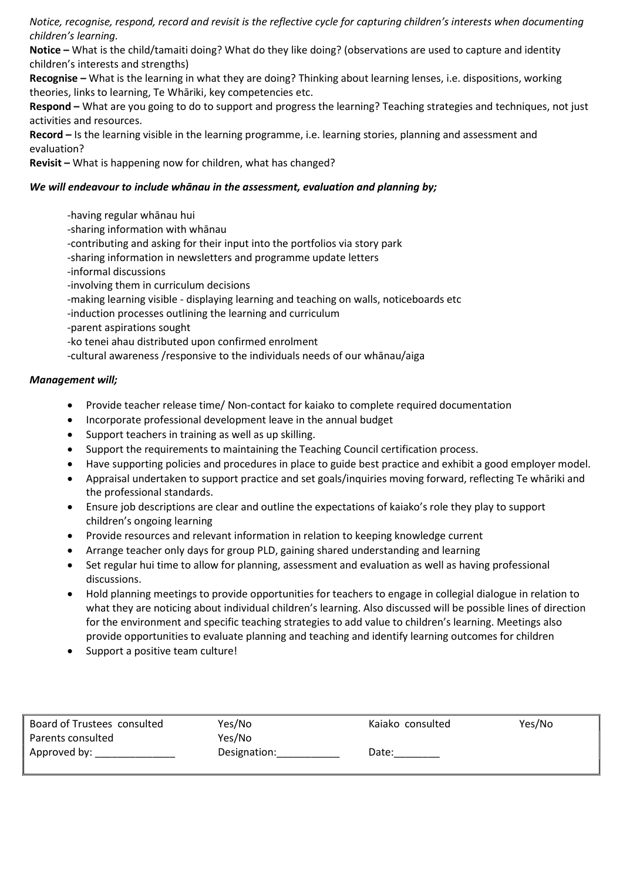*Notice, recognise, respond, record and revisit is the reflective cycle for capturing children's interests when documenting children's learning.*

**Notice –** What is the child/tamaiti doing? What do they like doing? (observations are used to capture and identity children's interests and strengths)

**Recognise –** What is the learning in what they are doing? Thinking about learning lenses, i.e. dispositions, working theories, links to learning, Te Whāriki, key competencies etc.

**Respond –** What are you going to do to support and progress the learning? Teaching strategies and techniques, not just activities and resources.

**Record –** Is the learning visible in the learning programme, i.e. learning stories, planning and assessment and evaluation?

**Revisit –** What is happening now for children, what has changed?

***We will endeavour to include whānau in the assessment, evaluation and planning by;***

-having regular whānau hui
-sharing information with whānau
-contributing and asking for their input into the portfolios via story park
-sharing information in newsletters and programme update letters
-informal discussions
-involving them in curriculum decisions
-making learning visible - displaying learning and teaching on walls, noticeboards etc
-induction processes outlining the learning and curriculum
-parent aspirations sought
-ko tenei ahau distributed upon confirmed enrolment
-cultural awareness /responsive to the individuals needs of our whānau/aiga

***Management will;***

- Provide teacher release time/ Non-contact for kaiako to complete required documentation
- Incorporate professional development leave in the annual budget
- Support teachers in training as well as up skilling.
- Support the requirements to maintaining the Teaching Council certification process.
- Have supporting policies and procedures in place to guide best practice and exhibit a good employer model.
- Appraisal undertaken to support practice and set goals/inquiries moving forward, reflecting Te whāriki and the professional standards.
- Ensure job descriptions are clear and outline the expectations of kaiako's role they play to support children's ongoing learning
- Provide resources and relevant information in relation to keeping knowledge current
- Arrange teacher only days for group PLD, gaining shared understanding and learning
- Set regular hui time to allow for planning, assessment and evaluation as well as having professional discussions.
- Hold planning meetings to provide opportunities for teachers to engage in collegial dialogue in relation to what they are noticing about individual children's learning. Also discussed will be possible lines of direction for the environment and specific teaching strategies to add value to children's learning. Meetings also provide opportunities to evaluate planning and teaching and identify learning outcomes for children
- Support a positive team culture!

| | | | |
|---|---|---|---|
| Board of Trustees consulted | Yes/No | Kaiako consulted | Yes/No |
| Parents consulted | Yes/No | | |
| Approved by: ______________ | Designation:___________ | Date:________ | |